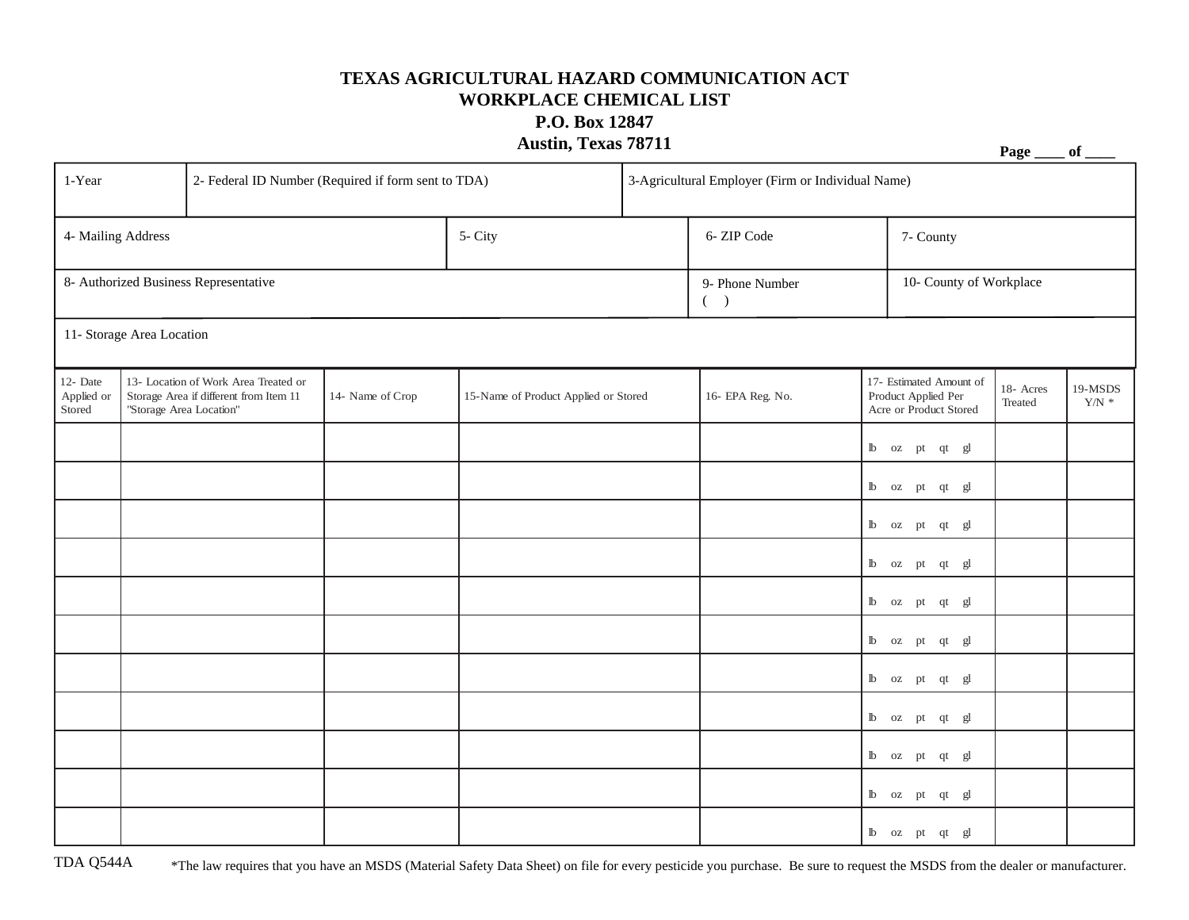# TEXAS AGRICULTURAL HAZARD COMMUNICATION ACT
## WORKPLACE CHEMICAL LIST
**P.O. Box 12847**
**Austin, Texas 78711**

**Page ____ of ____**

| 1-Year | 2- Federal ID Number (Required if form sent to TDA) | 3-Agricultural Employer (Firm or Individual Name) | |
|---|---|---|---|
| | | | |

| 4- Mailing Address | 5- City | 6- ZIP Code | 7- County |
|---|---|---|---|
| | | | |

| 8- Authorized Business Representative | 9- Phone Number ( ) | 10- County of Workplace |
|---|---|---|
| | | |

11- Storage Area Location

| 12- Date Applied or Stored | 13- Location of Work Area Treated or Storage Area if different from Item 11 "Storage Area Location" | 14- Name of Crop | 15-Name of Product Applied or Stored | 16- EPA Reg. No. | 17- Estimated Amount of Product Applied Per Acre or Product Stored | 18- Acres Treated | 19-MSDS Y/N * |
|---|---|---|---|---|---|---|---|
| | | | | | lb oz pt qt gl | | |
| | | | | | lb oz pt qt gl | | |
| | | | | | lb oz pt qt gl | | |
| | | | | | lb oz pt qt gl | | |
| | | | | | lb oz pt qt gl | | |
| | | | | | lb oz pt qt gl | | |
| | | | | | lb oz pt qt gl | | |
| | | | | | lb oz pt qt gl | | |
| | | | | | lb oz pt qt gl | | |
| | | | | | lb oz pt qt gl | | |
| | | | | | lb oz pt qt gl | | |

TDA Q544A

*The law requires that you have an MSDS (Material Safety Data Sheet) on file for every pesticide you purchase. Be sure to request the MSDS from the dealer or manufacturer.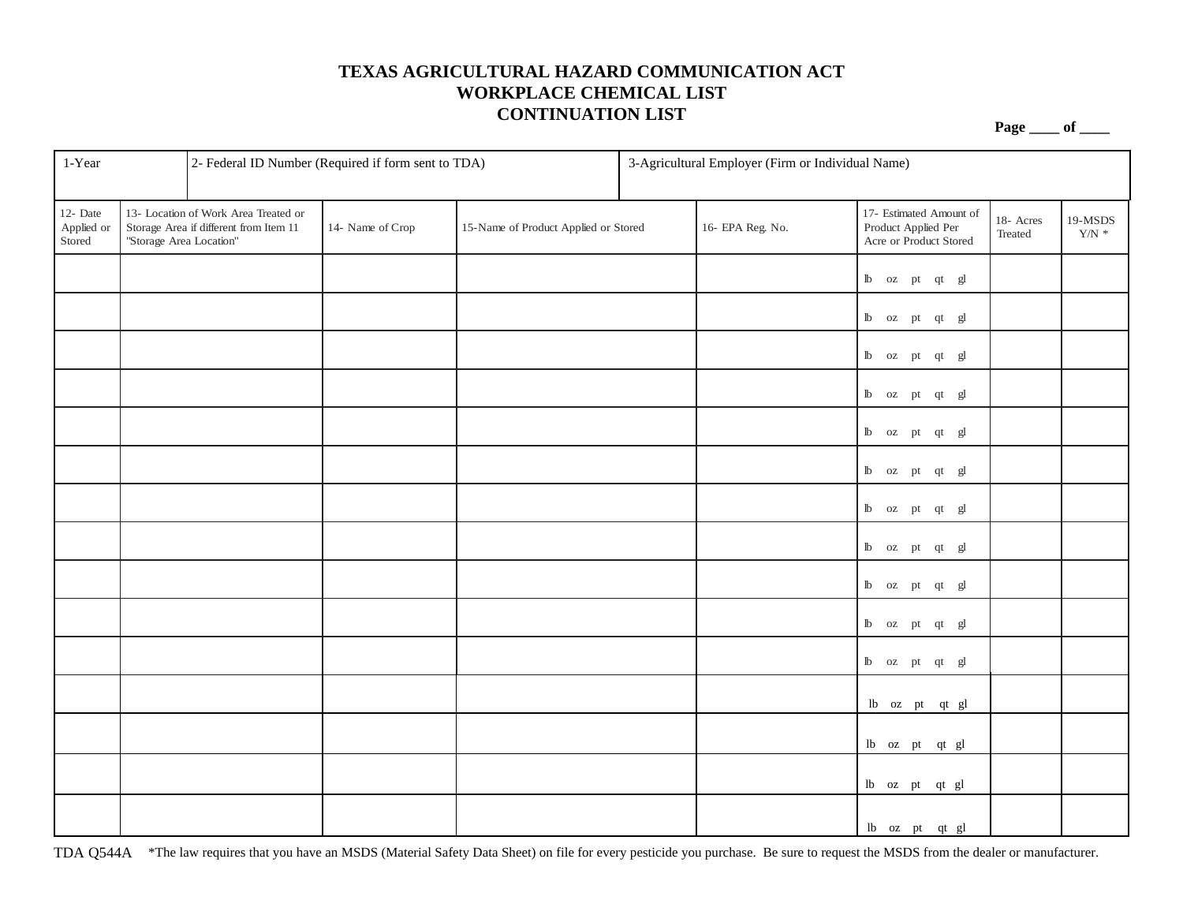# TEXAS AGRICULTURAL HAZARD COMMUNICATION ACT
# WORKPLACE CHEMICAL LIST
# CONTINUATION LIST

**Page ____ of ____**

| 1-Year | 2- Federal ID Number (Required if form sent to TDA) | 3-Agricultural Employer (Firm or Individual Name) |
|---|---|---|
| | | |

| 12- Date Applied or Stored | 13- Location of Work Area Treated or Storage Area if different from Item 11 "Storage Area Location" | 14- Name of Crop | 15-Name of Product Applied or Stored | 16- EPA Reg. No. | 17- Estimated Amount of Product Applied Per Acre or Product Stored | 18- Acres Treated | 19-MSDS Y/N * |
|---|---|---|---|---|---|---|---|
| | | | | | lb oz pt qt gl | | |
| | | | | | lb oz pt qt gl | | |
| | | | | | lb oz pt qt gl | | |
| | | | | | lb oz pt qt gl | | |
| | | | | | lb oz pt qt gl | | |
| | | | | | lb oz pt qt gl | | |
| | | | | | lb oz pt qt gl | | |
| | | | | | lb oz pt qt gl | | |
| | | | | | lb oz pt qt gl | | |
| | | | | | lb oz pt qt gl | | |
| | | | | | lb oz pt qt gl | | |
| | | | | | lb oz pt qt gl | | |
| | | | | | lb oz pt qt gl | | |
| | | | | | lb oz pt qt gl | | |
| | | | | | lb oz pt qt gl | | |

TDA Q544A *The law requires that you have an MSDS (Material Safety Data Sheet) on file for every pesticide you purchase. Be sure to request the MSDS from the dealer or manufacturer.